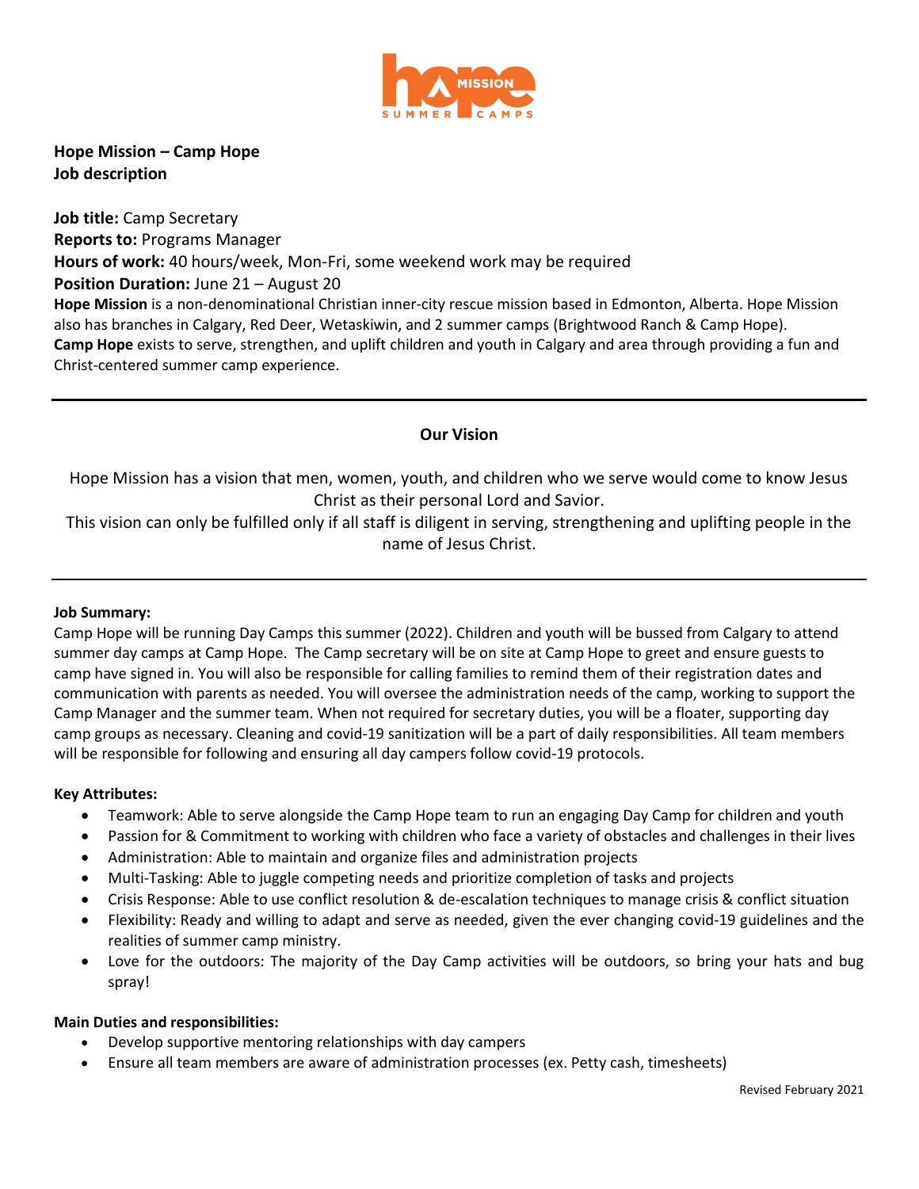**Hope Mission – Camp Hope**
**Job description**

**Job title:** Camp Secretary
**Reports to:** Programs Manager
**Hours of work:** 40 hours/week, Mon-Fri, some weekend work may be required
**Position Duration:** June 21 – August 20

**Hope Mission** is a non-denominational Christian inner-city rescue mission based in Edmonton, Alberta. Hope Mission also has branches in Calgary, Red Deer, Wetaskiwin, and 2 summer camps (Brightwood Ranch & Camp Hope).
**Camp Hope** exists to serve, strengthen, and uplift children and youth in Calgary and area through providing a fun and Christ-centered summer camp experience.

---

## Our Vision

Hope Mission has a vision that men, women, youth, and children who we serve would come to know Jesus Christ as their personal Lord and Savior.
This vision can only be fulfilled only if all staff is diligent in serving, strengthening and uplifting people in the name of Jesus Christ.

---

**Job Summary:**

Camp Hope will be running Day Camps this summer (2022). Children and youth will be bussed from Calgary to attend summer day camps at Camp Hope. The Camp secretary will be on site at Camp Hope to greet and ensure guests to camp have signed in. You will also be responsible for calling families to remind them of their registration dates and communication with parents as needed. You will oversee the administration needs of the camp, working to support the Camp Manager and the summer team. When not required for secretary duties, you will be a floater, supporting day camp groups as necessary. Cleaning and covid-19 sanitization will be a part of daily responsibilities. All team members will be responsible for following and ensuring all day campers follow covid-19 protocols.

**Key Attributes:**

- Teamwork: Able to serve alongside the Camp Hope team to run an engaging Day Camp for children and youth
- Passion for & Commitment to working with children who face a variety of obstacles and challenges in their lives
- Administration: Able to maintain and organize files and administration projects
- Multi-Tasking: Able to juggle competing needs and prioritize completion of tasks and projects
- Crisis Response: Able to use conflict resolution & de-escalation techniques to manage crisis & conflict situation
- Flexibility: Ready and willing to adapt and serve as needed, given the ever changing covid-19 guidelines and the realities of summer camp ministry.
- Love for the outdoors: The majority of the Day Camp activities will be outdoors, so bring your hats and bug spray!

**Main Duties and responsibilities:**

- Develop supportive mentoring relationships with day campers
- Ensure all team members are aware of administration processes (ex. Petty cash, timesheets)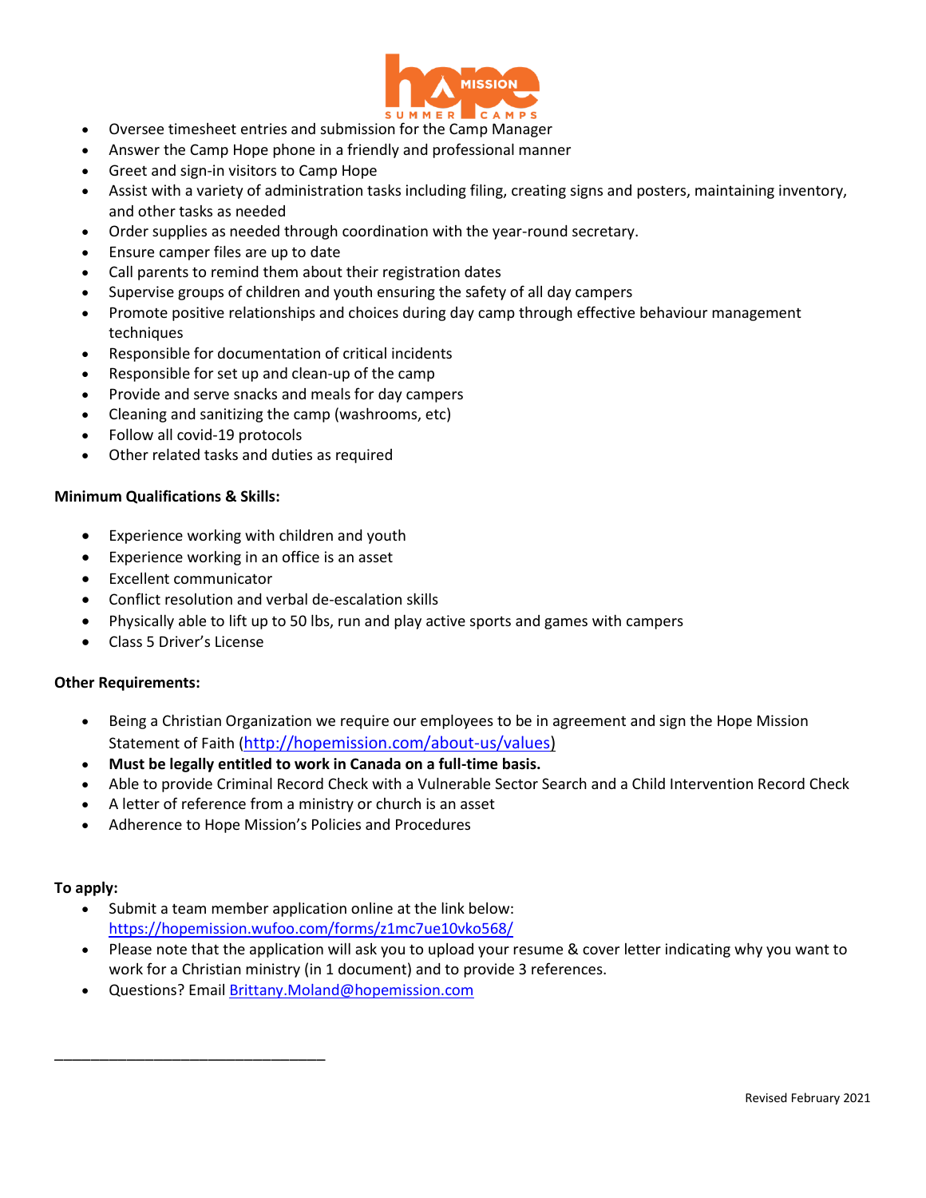- Oversee timesheet entries and submission for the Camp Manager
- Answer the Camp Hope phone in a friendly and professional manner
- Greet and sign-in visitors to Camp Hope
- Assist with a variety of administration tasks including filing, creating signs and posters, maintaining inventory, and other tasks as needed
- Order supplies as needed through coordination with the year-round secretary.
- Ensure camper files are up to date
- Call parents to remind them about their registration dates
- Supervise groups of children and youth ensuring the safety of all day campers
- Promote positive relationships and choices during day camp through effective behaviour management techniques
- Responsible for documentation of critical incidents
- Responsible for set up and clean-up of the camp
- Provide and serve snacks and meals for day campers
- Cleaning and sanitizing the camp (washrooms, etc)
- Follow all covid-19 protocols
- Other related tasks and duties as required

**Minimum Qualifications & Skills:**

- Experience working with children and youth
- Experience working in an office is an asset
- Excellent communicator
- Conflict resolution and verbal de-escalation skills
- Physically able to lift up to 50 lbs, run and play active sports and games with campers
- Class 5 Driver's License

**Other Requirements:**

- Being a Christian Organization we require our employees to be in agreement and sign the Hope Mission Statement of Faith (http://hopemission.com/about-us/values)
- **Must be legally entitled to work in Canada on a full-time basis.**
- Able to provide Criminal Record Check with a Vulnerable Sector Search and a Child Intervention Record Check
- A letter of reference from a ministry or church is an asset
- Adherence to Hope Mission's Policies and Procedures

**To apply:**

- Submit a team member application online at the link below: https://hopemission.wufoo.com/forms/z1mc7ue10vko568/
- Please note that the application will ask you to upload your resume & cover letter indicating why you want to work for a Christian ministry (in 1 document) and to provide 3 references.
- Questions? Email Brittany.Moland@hopemission.com

\_\_\_\_\_\_\_\_\_\_\_\_\_\_\_\_\_\_\_\_\_\_\_\_\_\_\_\_\_\_\_\_

Revised February 2021